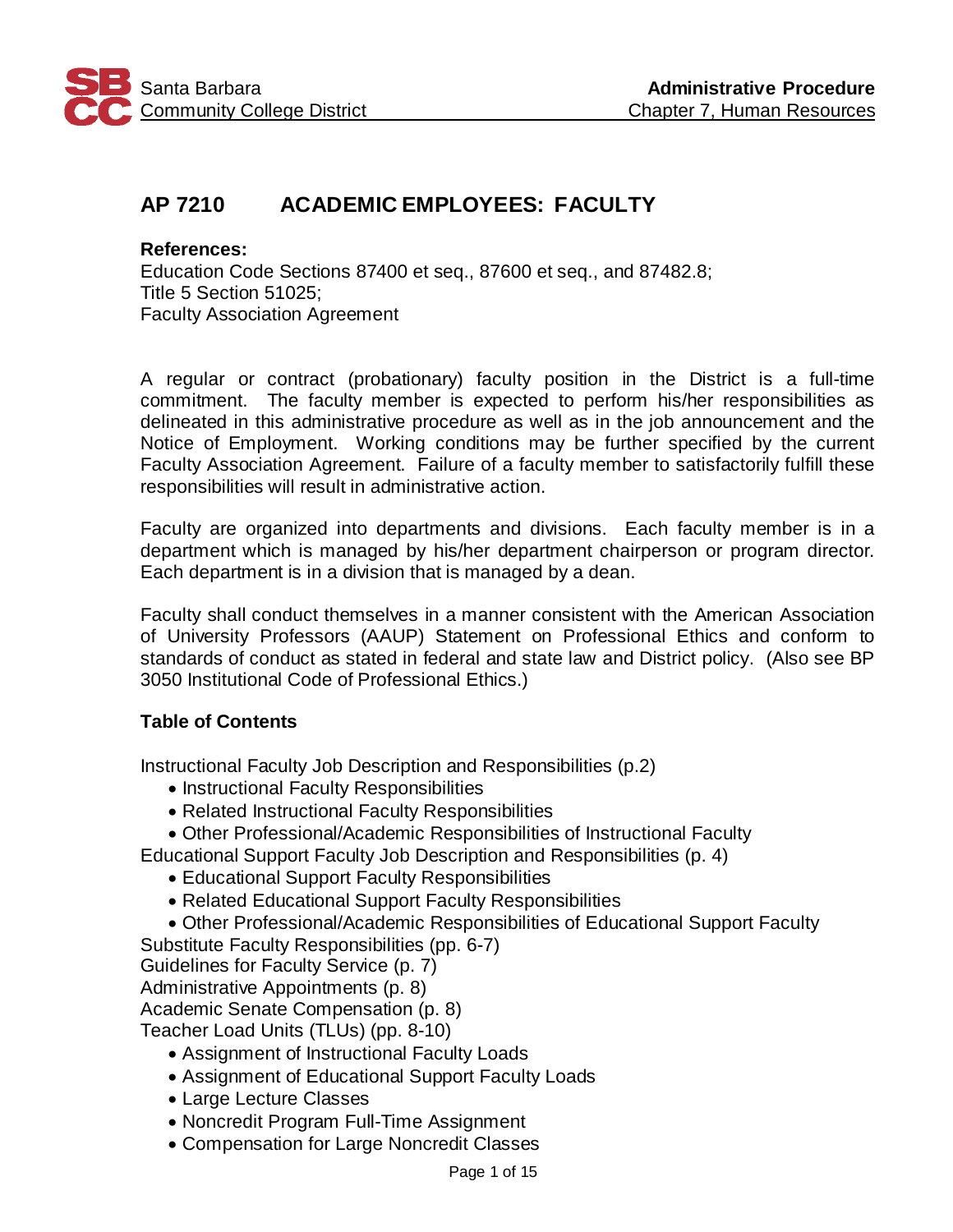# AP 7210 ACADEMIC EMPLOYEES: FACULTY

**References:**
Education Code Sections 87400 et seq., 87600 et seq., and 87482.8;
Title 5 Section 51025;
Faculty Association Agreement

A regular or contract (probationary) faculty position in the District is a full-time commitment. The faculty member is expected to perform his/her responsibilities as delineated in this administrative procedure as well as in the job announcement and the Notice of Employment. Working conditions may be further specified by the current Faculty Association Agreement. Failure of a faculty member to satisfactorily fulfill these responsibilities will result in administrative action.

Faculty are organized into departments and divisions. Each faculty member is in a department which is managed by his/her department chairperson or program director. Each department is in a division that is managed by a dean.

Faculty shall conduct themselves in a manner consistent with the American Association of University Professors (AAUP) Statement on Professional Ethics and conform to standards of conduct as stated in federal and state law and District policy. (Also see BP 3050 Institutional Code of Professional Ethics.)

**Table of Contents**

Instructional Faculty Job Description and Responsibilities (p.2)
- Instructional Faculty Responsibilities
- Related Instructional Faculty Responsibilities
- Other Professional/Academic Responsibilities of Instructional Faculty

Educational Support Faculty Job Description and Responsibilities (p. 4)
- Educational Support Faculty Responsibilities
- Related Educational Support Faculty Responsibilities
- Other Professional/Academic Responsibilities of Educational Support Faculty

Substitute Faculty Responsibilities (pp. 6-7)
Guidelines for Faculty Service (p. 7)
Administrative Appointments (p. 8)
Academic Senate Compensation (p. 8)
Teacher Load Units (TLUs) (pp. 8-10)
- Assignment of Instructional Faculty Loads
- Assignment of Educational Support Faculty Loads
- Large Lecture Classes
- Noncredit Program Full-Time Assignment
- Compensation for Large Noncredit Classes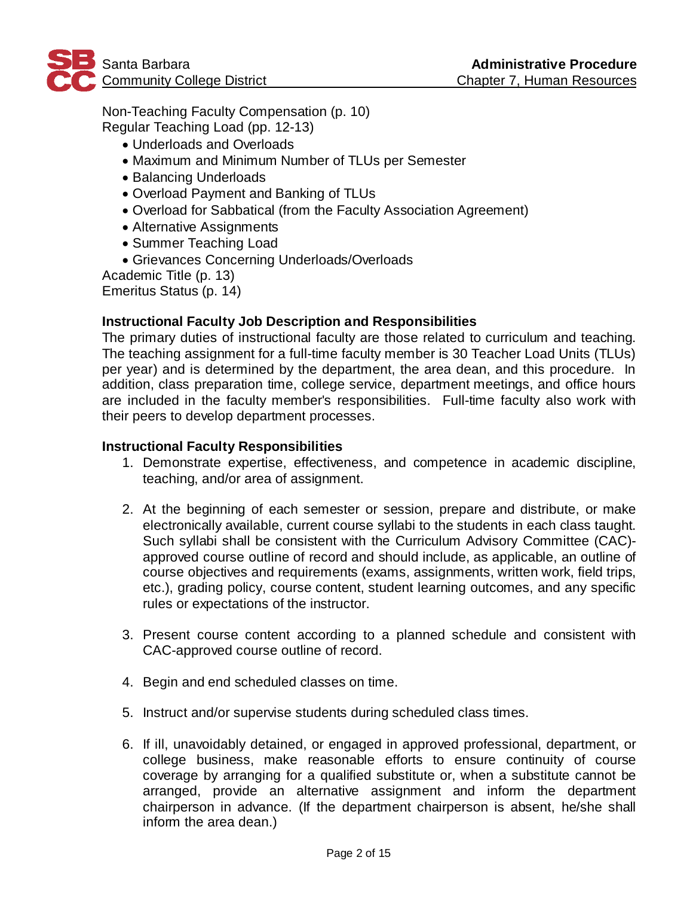Non-Teaching Faculty Compensation (p. 10)
Regular Teaching Load (pp. 12-13)

- Underloads and Overloads
- Maximum and Minimum Number of TLUs per Semester
- Balancing Underloads
- Overload Payment and Banking of TLUs
- Overload for Sabbatical (from the Faculty Association Agreement)
- Alternative Assignments
- Summer Teaching Load
- Grievances Concerning Underloads/Overloads

Academic Title (p. 13)
Emeritus Status (p. 14)

**Instructional Faculty Job Description and Responsibilities**

The primary duties of instructional faculty are those related to curriculum and teaching. The teaching assignment for a full-time faculty member is 30 Teacher Load Units (TLUs) per year) and is determined by the department, the area dean, and this procedure. In addition, class preparation time, college service, department meetings, and office hours are included in the faculty member's responsibilities. Full-time faculty also work with their peers to develop department processes.

**Instructional Faculty Responsibilities**

1. Demonstrate expertise, effectiveness, and competence in academic discipline, teaching, and/or area of assignment.

2. At the beginning of each semester or session, prepare and distribute, or make electronically available, current course syllabi to the students in each class taught. Such syllabi shall be consistent with the Curriculum Advisory Committee (CAC)-approved course outline of record and should include, as applicable, an outline of course objectives and requirements (exams, assignments, written work, field trips, etc.), grading policy, course content, student learning outcomes, and any specific rules or expectations of the instructor.

3. Present course content according to a planned schedule and consistent with CAC-approved course outline of record.

4. Begin and end scheduled classes on time.

5. Instruct and/or supervise students during scheduled class times.

6. If ill, unavoidably detained, or engaged in approved professional, department, or college business, make reasonable efforts to ensure continuity of course coverage by arranging for a qualified substitute or, when a substitute cannot be arranged, provide an alternative assignment and inform the department chairperson in advance. (If the department chairperson is absent, he/she shall inform the area dean.)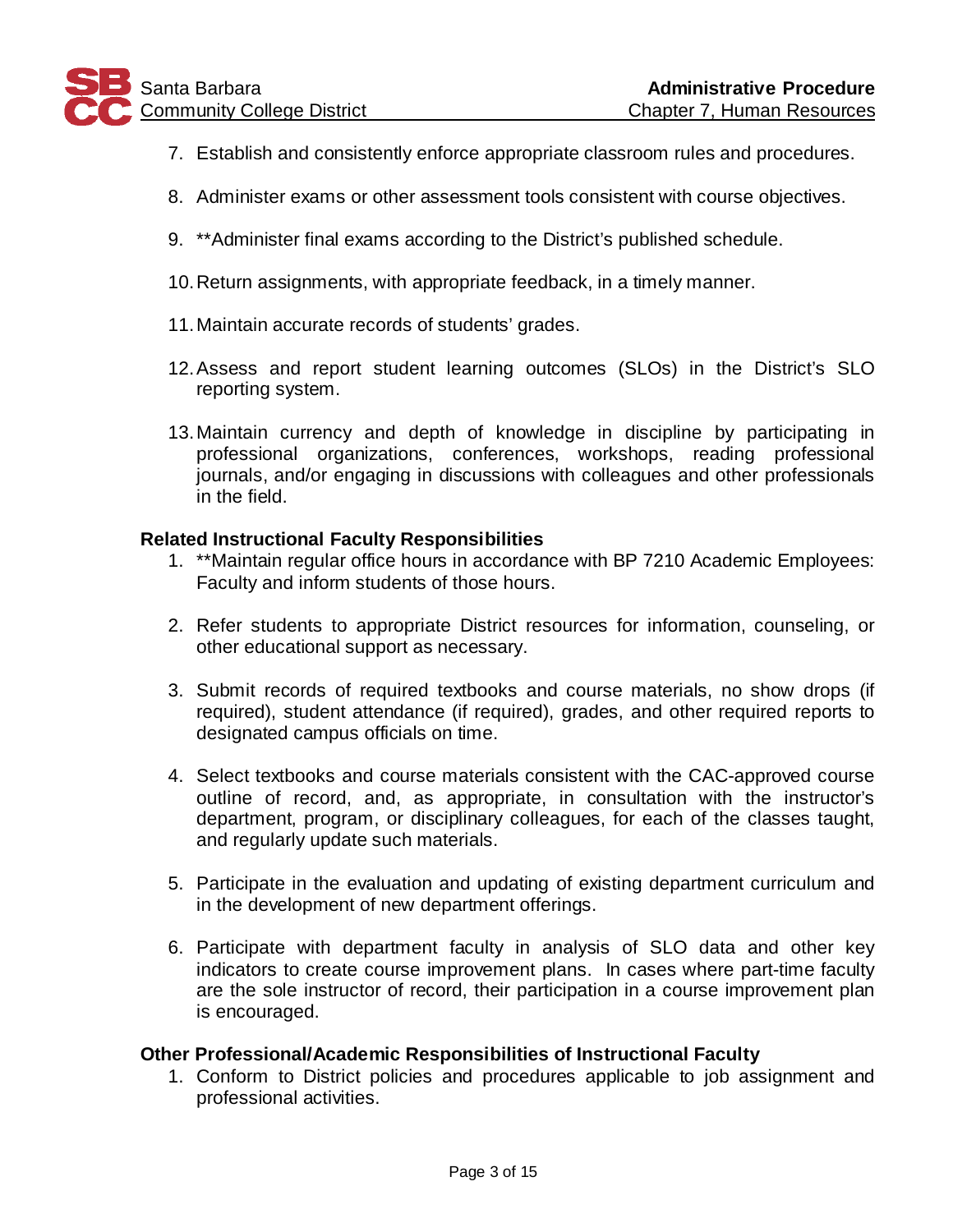7. Establish and consistently enforce appropriate classroom rules and procedures.

8. Administer exams or other assessment tools consistent with course objectives.

9. **Administer final exams according to the District's published schedule.

10. Return assignments, with appropriate feedback, in a timely manner.

11. Maintain accurate records of students' grades.

12. Assess and report student learning outcomes (SLOs) in the District's SLO reporting system.

13. Maintain currency and depth of knowledge in discipline by participating in professional organizations, conferences, workshops, reading professional journals, and/or engaging in discussions with colleagues and other professionals in the field.

**Related Instructional Faculty Responsibilities**

1. **Maintain regular office hours in accordance with BP 7210 Academic Employees: Faculty and inform students of those hours.

2. Refer students to appropriate District resources for information, counseling, or other educational support as necessary.

3. Submit records of required textbooks and course materials, no show drops (if required), student attendance (if required), grades, and other required reports to designated campus officials on time.

4. Select textbooks and course materials consistent with the CAC-approved course outline of record, and, as appropriate, in consultation with the instructor's department, program, or disciplinary colleagues, for each of the classes taught, and regularly update such materials.

5. Participate in the evaluation and updating of existing department curriculum and in the development of new department offerings.

6. Participate with department faculty in analysis of SLO data and other key indicators to create course improvement plans. In cases where part-time faculty are the sole instructor of record, their participation in a course improvement plan is encouraged.

**Other Professional/Academic Responsibilities of Instructional Faculty**

1. Conform to District policies and procedures applicable to job assignment and professional activities.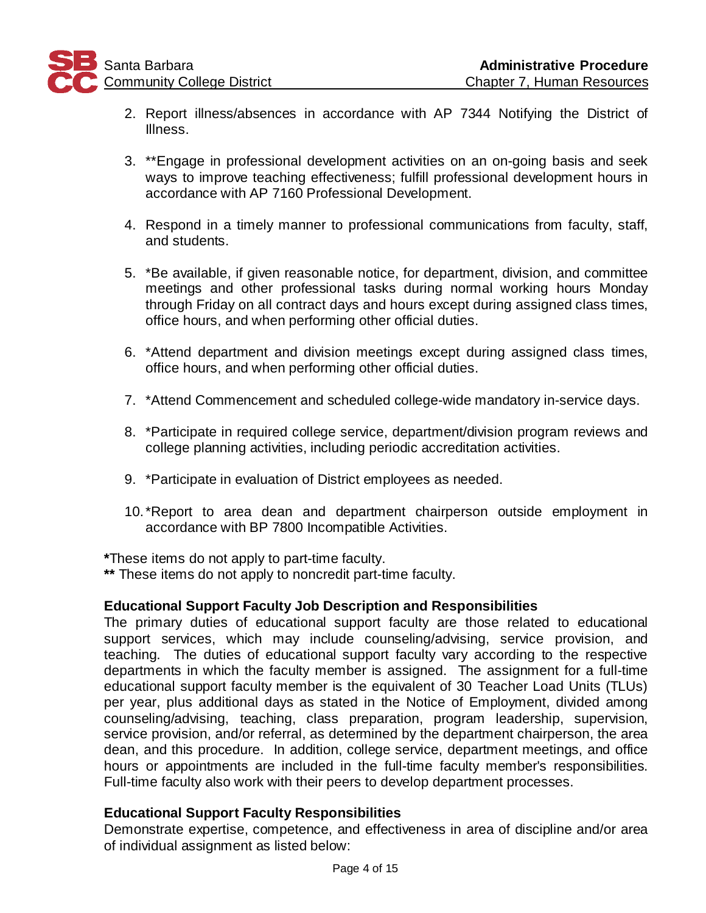2. Report illness/absences in accordance with AP 7344 Notifying the District of Illness.

3. **Engage in professional development activities on an on-going basis and seek ways to improve teaching effectiveness; fulfill professional development hours in accordance with AP 7160 Professional Development.

4. Respond in a timely manner to professional communications from faculty, staff, and students.

5. *Be available, if given reasonable notice, for department, division, and committee meetings and other professional tasks during normal working hours Monday through Friday on all contract days and hours except during assigned class times, office hours, and when performing other official duties.

6. *Attend department and division meetings except during assigned class times, office hours, and when performing other official duties.

7. *Attend Commencement and scheduled college-wide mandatory in-service days.

8. *Participate in required college service, department/division program reviews and college planning activities, including periodic accreditation activities.

9. *Participate in evaluation of District employees as needed.

10. *Report to area dean and department chairperson outside employment in accordance with BP 7800 Incompatible Activities.

**\***These items do not apply to part-time faculty.
**\*\*** These items do not apply to noncredit part-time faculty.

**Educational Support Faculty Job Description and Responsibilities**
The primary duties of educational support faculty are those related to educational support services, which may include counseling/advising, service provision, and teaching. The duties of educational support faculty vary according to the respective departments in which the faculty member is assigned. The assignment for a full-time educational support faculty member is the equivalent of 30 Teacher Load Units (TLUs) per year, plus additional days as stated in the Notice of Employment, divided among counseling/advising, teaching, class preparation, program leadership, supervision, service provision, and/or referral, as determined by the department chairperson, the area dean, and this procedure. In addition, college service, department meetings, and office hours or appointments are included in the full-time faculty member's responsibilities. Full-time faculty also work with their peers to develop department processes.

**Educational Support Faculty Responsibilities**
Demonstrate expertise, competence, and effectiveness in area of discipline and/or area of individual assignment as listed below: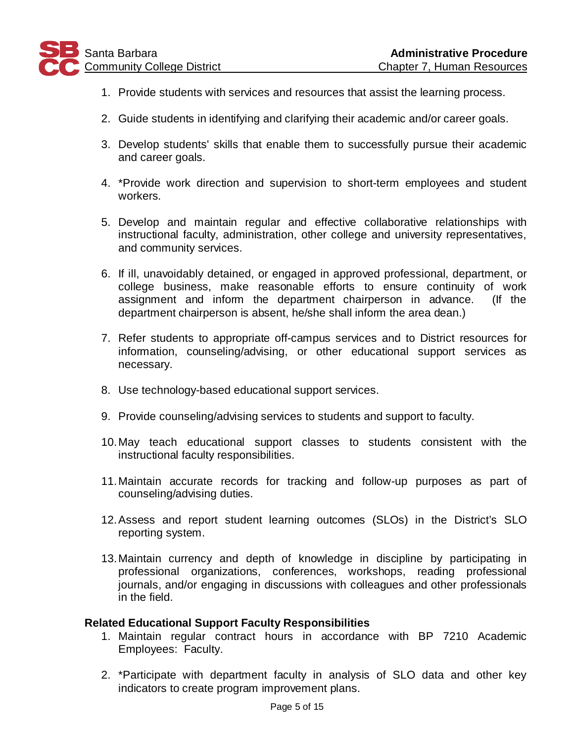1. Provide students with services and resources that assist the learning process.

2. Guide students in identifying and clarifying their academic and/or career goals.

3. Develop students' skills that enable them to successfully pursue their academic and career goals.

4. *Provide work direction and supervision to short-term employees and student workers.

5. Develop and maintain regular and effective collaborative relationships with instructional faculty, administration, other college and university representatives, and community services.

6. If ill, unavoidably detained, or engaged in approved professional, department, or college business, make reasonable efforts to ensure continuity of work assignment and inform the department chairperson in advance. (If the department chairperson is absent, he/she shall inform the area dean.)

7. Refer students to appropriate off-campus services and to District resources for information, counseling/advising, or other educational support services as necessary.

8. Use technology-based educational support services.

9. Provide counseling/advising services to students and support to faculty.

10. May teach educational support classes to students consistent with the instructional faculty responsibilities.

11. Maintain accurate records for tracking and follow-up purposes as part of counseling/advising duties.

12. Assess and report student learning outcomes (SLOs) in the District's SLO reporting system.

13. Maintain currency and depth of knowledge in discipline by participating in professional organizations, conferences, workshops, reading professional journals, and/or engaging in discussions with colleagues and other professionals in the field.

**Related Educational Support Faculty Responsibilities**

1. Maintain regular contract hours in accordance with BP 7210 Academic Employees: Faculty.

2. *Participate with department faculty in analysis of SLO data and other key indicators to create program improvement plans.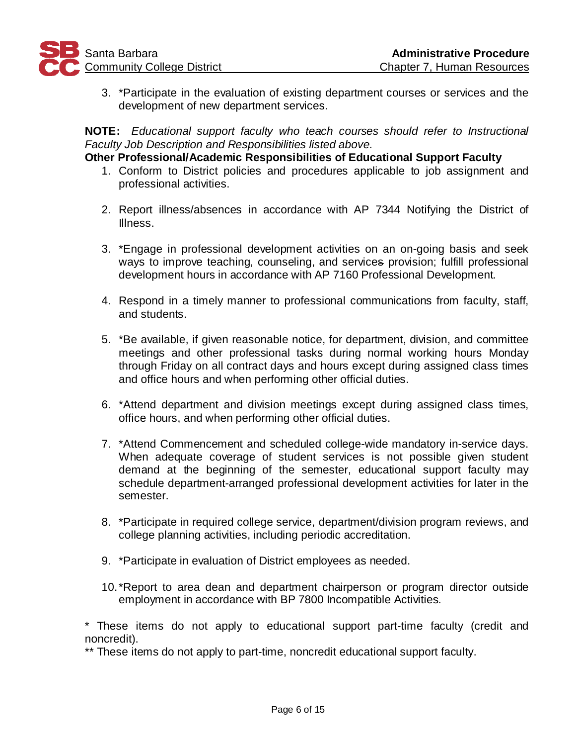3. *Participate in the evaluation of existing department courses or services and the development of new department services.

**NOTE:** *Educational support faculty who teach courses should refer to Instructional Faculty Job Description and Responsibilities listed above.*

**Other Professional/Academic Responsibilities of Educational Support Faculty**

1. Conform to District policies and procedures applicable to job assignment and professional activities.

2. Report illness/absences in accordance with AP 7344 Notifying the District of Illness.

3. *Engage in professional development activities on an on-going basis and seek ways to improve teaching, counseling, and services provision; fulfill professional development hours in accordance with AP 7160 Professional Development.

4. Respond in a timely manner to professional communications from faculty, staff, and students.

5. *Be available, if given reasonable notice, for department, division, and committee meetings and other professional tasks during normal working hours Monday through Friday on all contract days and hours except during assigned class times and office hours and when performing other official duties.

6. *Attend department and division meetings except during assigned class times, office hours, and when performing other official duties.

7. *Attend Commencement and scheduled college-wide mandatory in-service days. When adequate coverage of student services is not possible given student demand at the beginning of the semester, educational support faculty may schedule department-arranged professional development activities for later in the semester.

8. *Participate in required college service, department/division program reviews, and college planning activities, including periodic accreditation.

9. *Participate in evaluation of District employees as needed.

10. *Report to area dean and department chairperson or program director outside employment in accordance with BP 7800 Incompatible Activities.

\* These items do not apply to educational support part-time faculty (credit and noncredit).

\*\* These items do not apply to part-time, noncredit educational support faculty.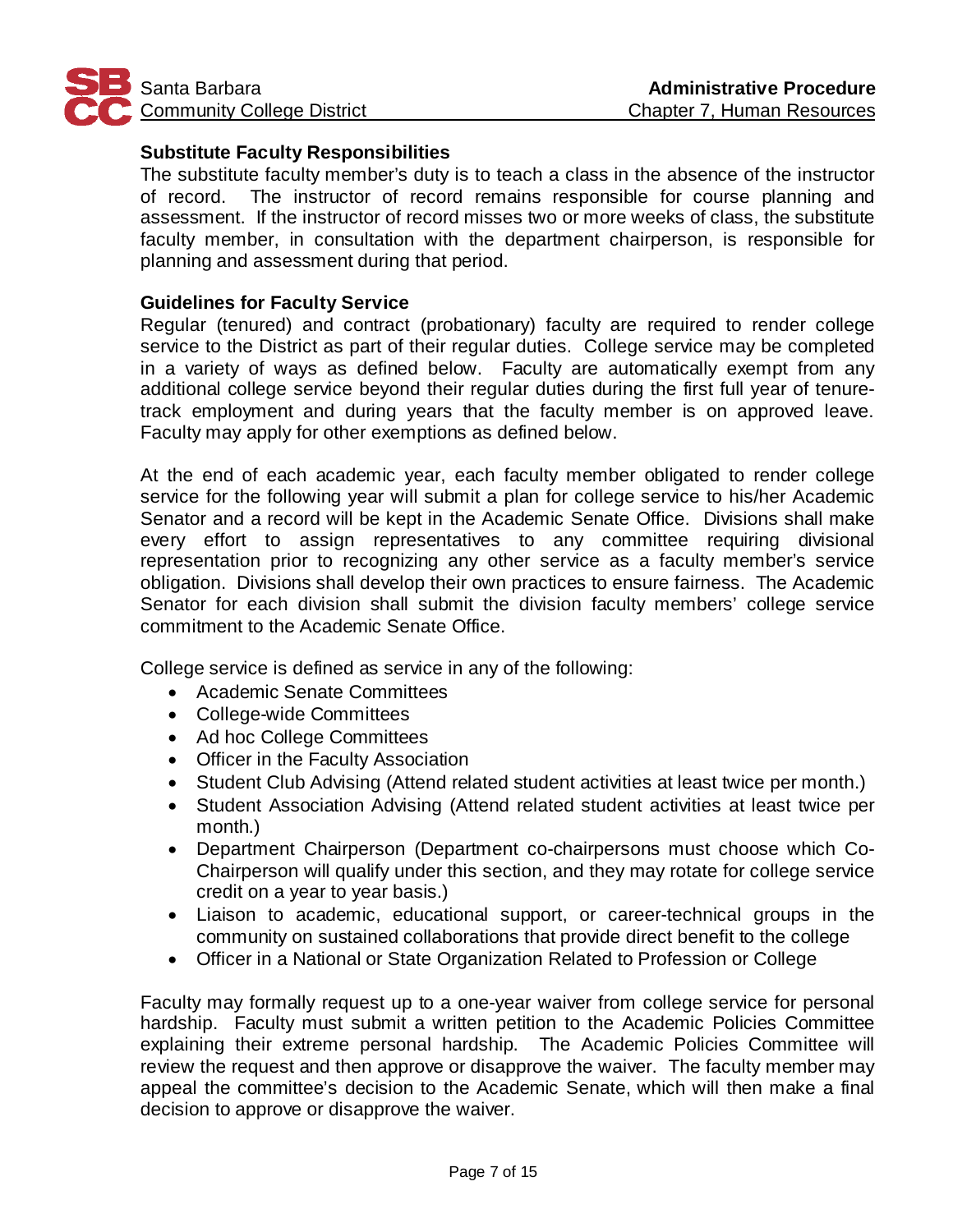### Substitute Faculty Responsibilities

The substitute faculty member's duty is to teach a class in the absence of the instructor of record. The instructor of record remains responsible for course planning and assessment. If the instructor of record misses two or more weeks of class, the substitute faculty member, in consultation with the department chairperson, is responsible for planning and assessment during that period.

### Guidelines for Faculty Service

Regular (tenured) and contract (probationary) faculty are required to render college service to the District as part of their regular duties. College service may be completed in a variety of ways as defined below. Faculty are automatically exempt from any additional college service beyond their regular duties during the first full year of tenure-track employment and during years that the faculty member is on approved leave. Faculty may apply for other exemptions as defined below.

At the end of each academic year, each faculty member obligated to render college service for the following year will submit a plan for college service to his/her Academic Senator and a record will be kept in the Academic Senate Office. Divisions shall make every effort to assign representatives to any committee requiring divisional representation prior to recognizing any other service as a faculty member's service obligation. Divisions shall develop their own practices to ensure fairness. The Academic Senator for each division shall submit the division faculty members' college service commitment to the Academic Senate Office.

College service is defined as service in any of the following:

- Academic Senate Committees
- College-wide Committees
- Ad hoc College Committees
- Officer in the Faculty Association
- Student Club Advising (Attend related student activities at least twice per month.)
- Student Association Advising (Attend related student activities at least twice per month.)
- Department Chairperson (Department co-chairpersons must choose which Co-Chairperson will qualify under this section, and they may rotate for college service credit on a year to year basis.)
- Liaison to academic, educational support, or career-technical groups in the community on sustained collaborations that provide direct benefit to the college
- Officer in a National or State Organization Related to Profession or College

Faculty may formally request up to a one-year waiver from college service for personal hardship. Faculty must submit a written petition to the Academic Policies Committee explaining their extreme personal hardship. The Academic Policies Committee will review the request and then approve or disapprove the waiver. The faculty member may appeal the committee's decision to the Academic Senate, which will then make a final decision to approve or disapprove the waiver.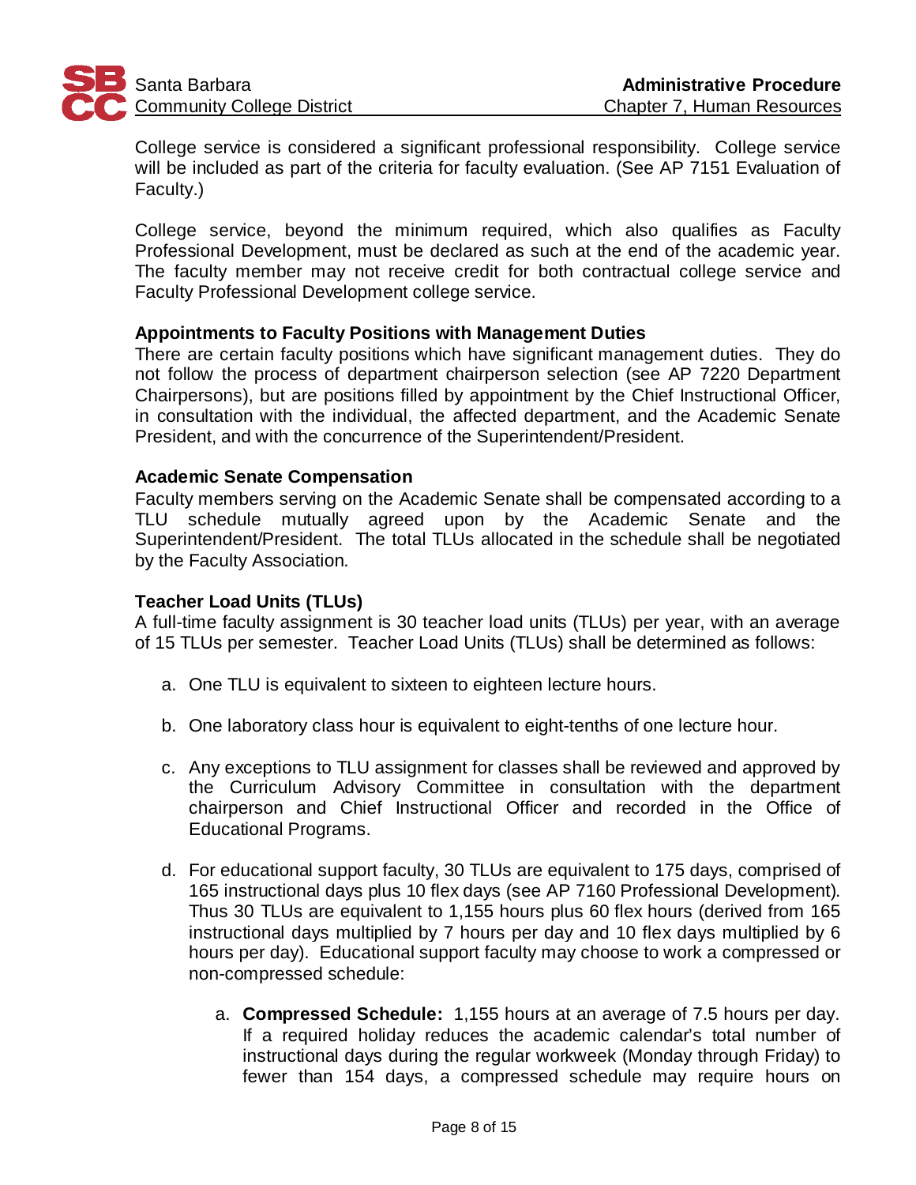College service is considered a significant professional responsibility. College service will be included as part of the criteria for faculty evaluation. (See AP 7151 Evaluation of Faculty.)

College service, beyond the minimum required, which also qualifies as Faculty Professional Development, must be declared as such at the end of the academic year. The faculty member may not receive credit for both contractual college service and Faculty Professional Development college service.

**Appointments to Faculty Positions with Management Duties**

There are certain faculty positions which have significant management duties. They do not follow the process of department chairperson selection (see AP 7220 Department Chairpersons), but are positions filled by appointment by the Chief Instructional Officer, in consultation with the individual, the affected department, and the Academic Senate President, and with the concurrence of the Superintendent/President.

**Academic Senate Compensation**

Faculty members serving on the Academic Senate shall be compensated according to a TLU schedule mutually agreed upon by the Academic Senate and the Superintendent/President. The total TLUs allocated in the schedule shall be negotiated by the Faculty Association.

**Teacher Load Units (TLUs)**

A full-time faculty assignment is 30 teacher load units (TLUs) per year, with an average of 15 TLUs per semester. Teacher Load Units (TLUs) shall be determined as follows:

a. One TLU is equivalent to sixteen to eighteen lecture hours.

b. One laboratory class hour is equivalent to eight-tenths of one lecture hour.

c. Any exceptions to TLU assignment for classes shall be reviewed and approved by the Curriculum Advisory Committee in consultation with the department chairperson and Chief Instructional Officer and recorded in the Office of Educational Programs.

d. For educational support faculty, 30 TLUs are equivalent to 175 days, comprised of 165 instructional days plus 10 flex days (see AP 7160 Professional Development). Thus 30 TLUs are equivalent to 1,155 hours plus 60 flex hours (derived from 165 instructional days multiplied by 7 hours per day and 10 flex days multiplied by 6 hours per day). Educational support faculty may choose to work a compressed or non-compressed schedule:

    a. **Compressed Schedule:** 1,155 hours at an average of 7.5 hours per day. If a required holiday reduces the academic calendar's total number of instructional days during the regular workweek (Monday through Friday) to fewer than 154 days, a compressed schedule may require hours on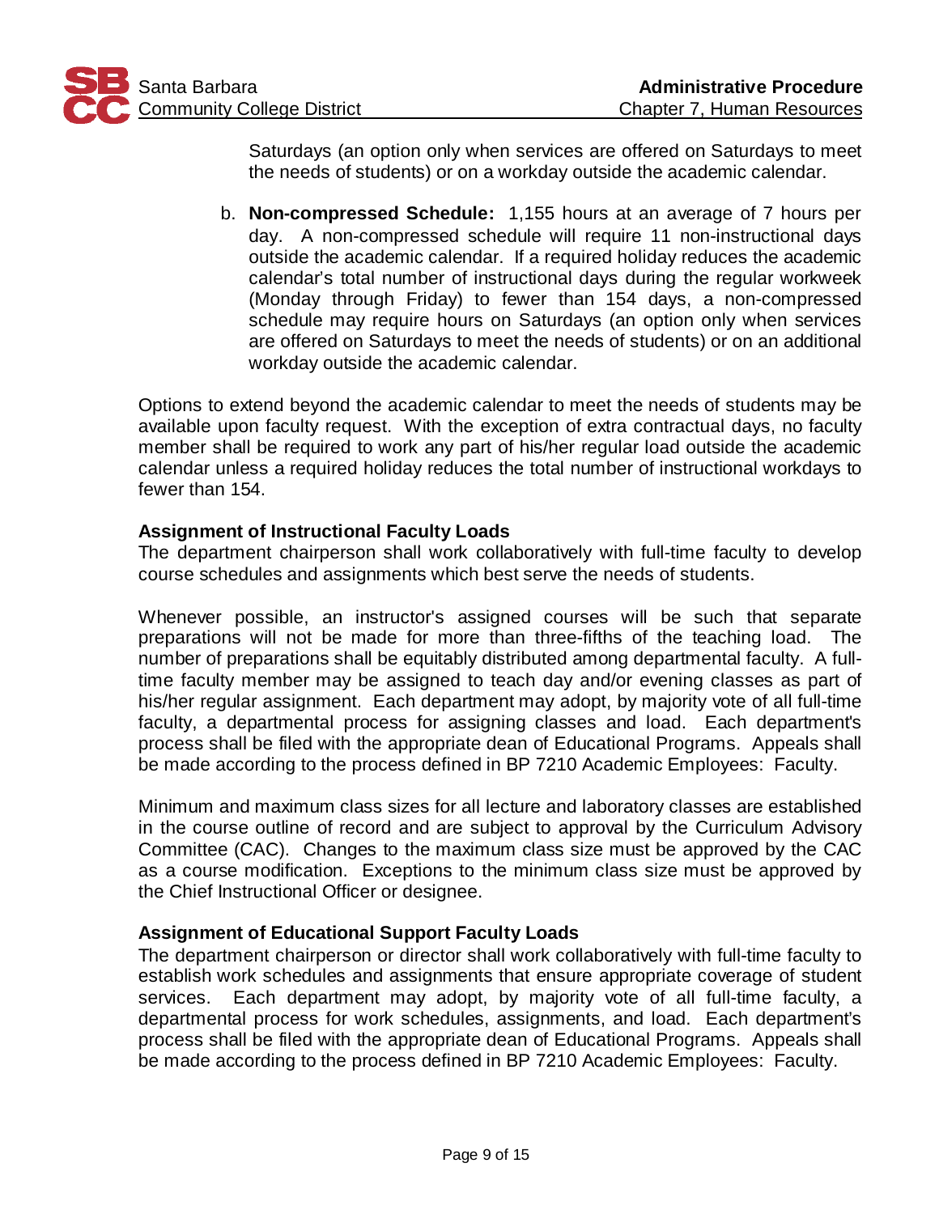Saturdays (an option only when services are offered on Saturdays to meet the needs of students) or on a workday outside the academic calendar.

b. **Non-compressed Schedule:** 1,155 hours at an average of 7 hours per day. A non-compressed schedule will require 11 non-instructional days outside the academic calendar. If a required holiday reduces the academic calendar's total number of instructional days during the regular workweek (Monday through Friday) to fewer than 154 days, a non-compressed schedule may require hours on Saturdays (an option only when services are offered on Saturdays to meet the needs of students) or on an additional workday outside the academic calendar.

Options to extend beyond the academic calendar to meet the needs of students may be available upon faculty request. With the exception of extra contractual days, no faculty member shall be required to work any part of his/her regular load outside the academic calendar unless a required holiday reduces the total number of instructional workdays to fewer than 154.

**Assignment of Instructional Faculty Loads**

The department chairperson shall work collaboratively with full-time faculty to develop course schedules and assignments which best serve the needs of students.

Whenever possible, an instructor's assigned courses will be such that separate preparations will not be made for more than three-fifths of the teaching load. The number of preparations shall be equitably distributed among departmental faculty. A full-time faculty member may be assigned to teach day and/or evening classes as part of his/her regular assignment. Each department may adopt, by majority vote of all full-time faculty, a departmental process for assigning classes and load. Each department's process shall be filed with the appropriate dean of Educational Programs. Appeals shall be made according to the process defined in BP 7210 Academic Employees: Faculty.

Minimum and maximum class sizes for all lecture and laboratory classes are established in the course outline of record and are subject to approval by the Curriculum Advisory Committee (CAC). Changes to the maximum class size must be approved by the CAC as a course modification. Exceptions to the minimum class size must be approved by the Chief Instructional Officer or designee.

**Assignment of Educational Support Faculty Loads**

The department chairperson or director shall work collaboratively with full-time faculty to establish work schedules and assignments that ensure appropriate coverage of student services. Each department may adopt, by majority vote of all full-time faculty, a departmental process for work schedules, assignments, and load. Each department's process shall be filed with the appropriate dean of Educational Programs. Appeals shall be made according to the process defined in BP 7210 Academic Employees: Faculty.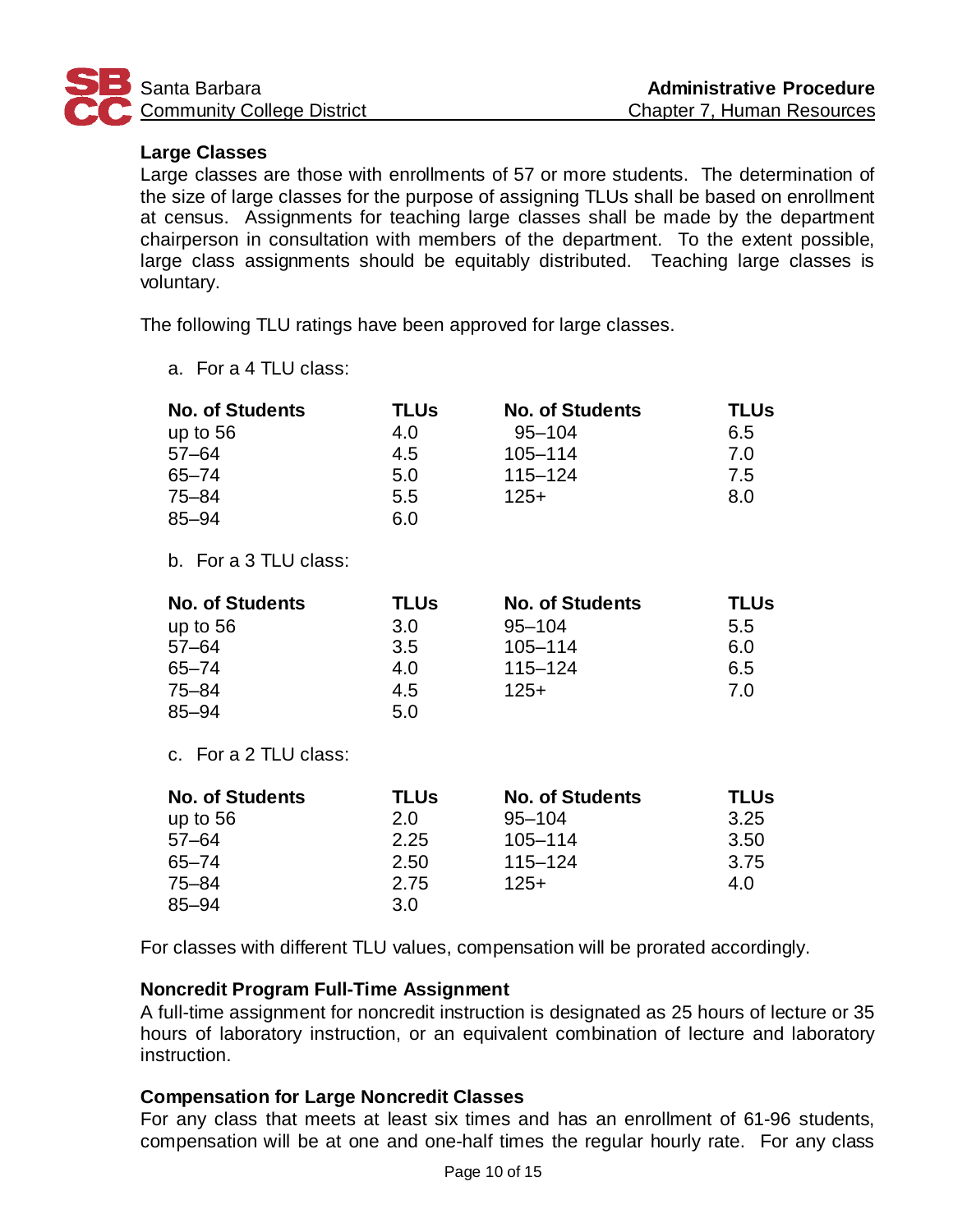### Large Classes

Large classes are those with enrollments of 57 or more students. The determination of the size of large classes for the purpose of assigning TLUs shall be based on enrollment at census. Assignments for teaching large classes shall be made by the department chairperson in consultation with members of the department. To the extent possible, large class assignments should be equitably distributed. Teaching large classes is voluntary.

The following TLU ratings have been approved for large classes.

a. For a 4 TLU class:

| No. of Students | TLUs | No. of Students | TLUs |
|---|---|---|---|
| up to 56 | 4.0 | 95–104 | 6.5 |
| 57–64 | 4.5 | 105–114 | 7.0 |
| 65–74 | 5.0 | 115–124 | 7.5 |
| 75–84 | 5.5 | 125+ | 8.0 |
| 85–94 | 6.0 | | |

b. For a 3 TLU class:

| No. of Students | TLUs | No. of Students | TLUs |
|---|---|---|---|
| up to 56 | 3.0 | 95–104 | 5.5 |
| 57–64 | 3.5 | 105–114 | 6.0 |
| 65–74 | 4.0 | 115–124 | 6.5 |
| 75–84 | 4.5 | 125+ | 7.0 |
| 85–94 | 5.0 | | |

c. For a 2 TLU class:

| No. of Students | TLUs | No. of Students | TLUs |
|---|---|---|---|
| up to 56 | 2.0 | 95–104 | 3.25 |
| 57–64 | 2.25 | 105–114 | 3.50 |
| 65–74 | 2.50 | 115–124 | 3.75 |
| 75–84 | 2.75 | 125+ | 4.0 |
| 85–94 | 3.0 | | |

For classes with different TLU values, compensation will be prorated accordingly.

### Noncredit Program Full-Time Assignment

A full-time assignment for noncredit instruction is designated as 25 hours of lecture or 35 hours of laboratory instruction, or an equivalent combination of lecture and laboratory instruction.

### Compensation for Large Noncredit Classes

For any class that meets at least six times and has an enrollment of 61-96 students, compensation will be at one and one-half times the regular hourly rate. For any class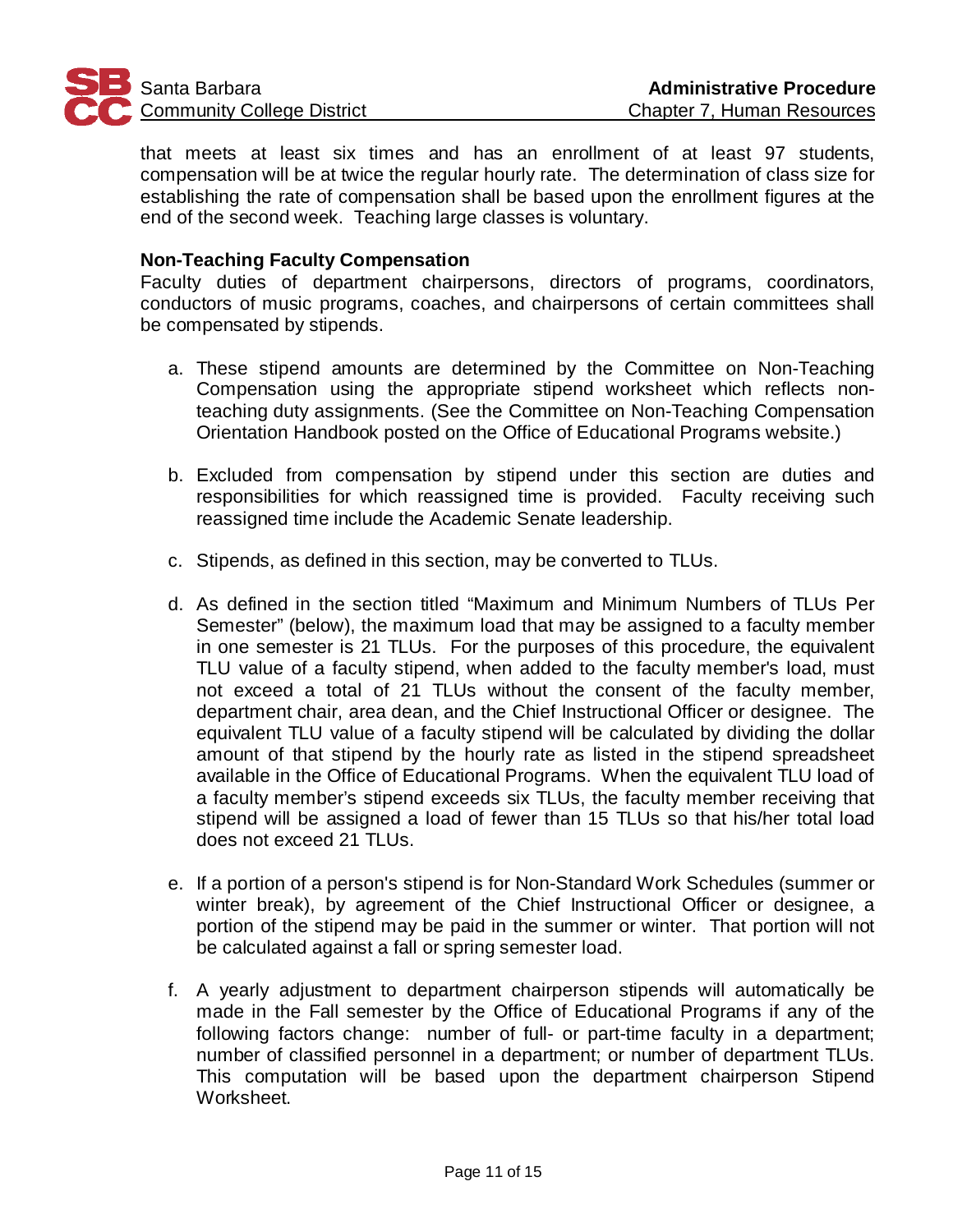that meets at least six times and has an enrollment of at least 97 students, compensation will be at twice the regular hourly rate. The determination of class size for establishing the rate of compensation shall be based upon the enrollment figures at the end of the second week. Teaching large classes is voluntary.

**Non-Teaching Faculty Compensation**

Faculty duties of department chairpersons, directors of programs, coordinators, conductors of music programs, coaches, and chairpersons of certain committees shall be compensated by stipends.

a. These stipend amounts are determined by the Committee on Non-Teaching Compensation using the appropriate stipend worksheet which reflects non-teaching duty assignments. (See the Committee on Non-Teaching Compensation Orientation Handbook posted on the Office of Educational Programs website.)

b. Excluded from compensation by stipend under this section are duties and responsibilities for which reassigned time is provided. Faculty receiving such reassigned time include the Academic Senate leadership.

c. Stipends, as defined in this section, may be converted to TLUs.

d. As defined in the section titled "Maximum and Minimum Numbers of TLUs Per Semester" (below), the maximum load that may be assigned to a faculty member in one semester is 21 TLUs. For the purposes of this procedure, the equivalent TLU value of a faculty stipend, when added to the faculty member's load, must not exceed a total of 21 TLUs without the consent of the faculty member, department chair, area dean, and the Chief Instructional Officer or designee. The equivalent TLU value of a faculty stipend will be calculated by dividing the dollar amount of that stipend by the hourly rate as listed in the stipend spreadsheet available in the Office of Educational Programs. When the equivalent TLU load of a faculty member's stipend exceeds six TLUs, the faculty member receiving that stipend will be assigned a load of fewer than 15 TLUs so that his/her total load does not exceed 21 TLUs.

e. If a portion of a person's stipend is for Non-Standard Work Schedules (summer or winter break), by agreement of the Chief Instructional Officer or designee, a portion of the stipend may be paid in the summer or winter. That portion will not be calculated against a fall or spring semester load.

f. A yearly adjustment to department chairperson stipends will automatically be made in the Fall semester by the Office of Educational Programs if any of the following factors change: number of full- or part-time faculty in a department; number of classified personnel in a department; or number of department TLUs. This computation will be based upon the department chairperson Stipend Worksheet.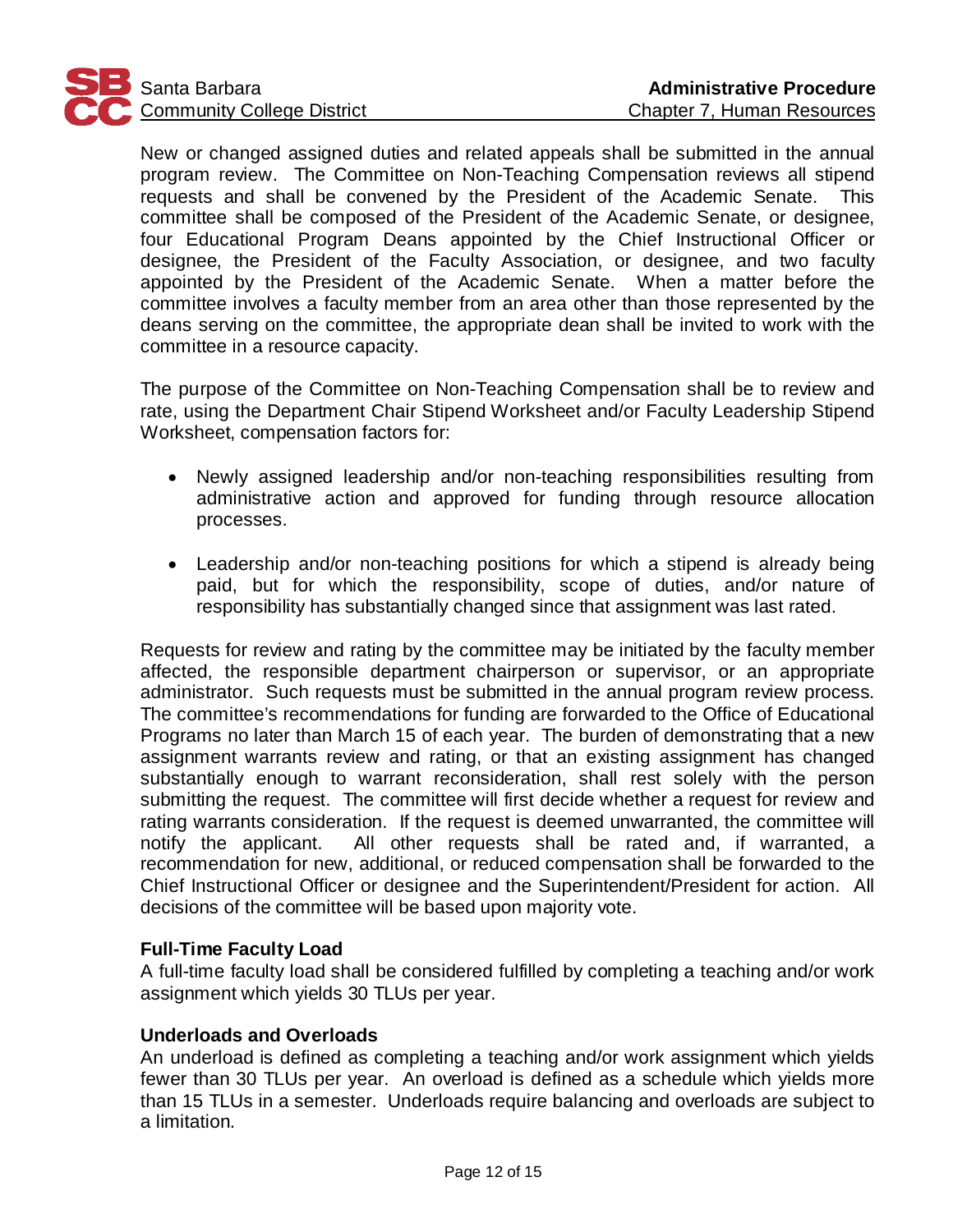New or changed assigned duties and related appeals shall be submitted in the annual program review. The Committee on Non-Teaching Compensation reviews all stipend requests and shall be convened by the President of the Academic Senate. This committee shall be composed of the President of the Academic Senate, or designee, four Educational Program Deans appointed by the Chief Instructional Officer or designee, the President of the Faculty Association, or designee, and two faculty appointed by the President of the Academic Senate. When a matter before the committee involves a faculty member from an area other than those represented by the deans serving on the committee, the appropriate dean shall be invited to work with the committee in a resource capacity.

The purpose of the Committee on Non-Teaching Compensation shall be to review and rate, using the Department Chair Stipend Worksheet and/or Faculty Leadership Stipend Worksheet, compensation factors for:

- Newly assigned leadership and/or non-teaching responsibilities resulting from administrative action and approved for funding through resource allocation processes.

- Leadership and/or non-teaching positions for which a stipend is already being paid, but for which the responsibility, scope of duties, and/or nature of responsibility has substantially changed since that assignment was last rated.

Requests for review and rating by the committee may be initiated by the faculty member affected, the responsible department chairperson or supervisor, or an appropriate administrator. Such requests must be submitted in the annual program review process. The committee's recommendations for funding are forwarded to the Office of Educational Programs no later than March 15 of each year. The burden of demonstrating that a new assignment warrants review and rating, or that an existing assignment has changed substantially enough to warrant reconsideration, shall rest solely with the person submitting the request. The committee will first decide whether a request for review and rating warrants consideration. If the request is deemed unwarranted, the committee will notify the applicant. All other requests shall be rated and, if warranted, a recommendation for new, additional, or reduced compensation shall be forwarded to the Chief Instructional Officer or designee and the Superintendent/President for action. All decisions of the committee will be based upon majority vote.

**Full-Time Faculty Load**

A full-time faculty load shall be considered fulfilled by completing a teaching and/or work assignment which yields 30 TLUs per year.

**Underloads and Overloads**

An underload is defined as completing a teaching and/or work assignment which yields fewer than 30 TLUs per year. An overload is defined as a schedule which yields more than 15 TLUs in a semester. Underloads require balancing and overloads are subject to a limitation.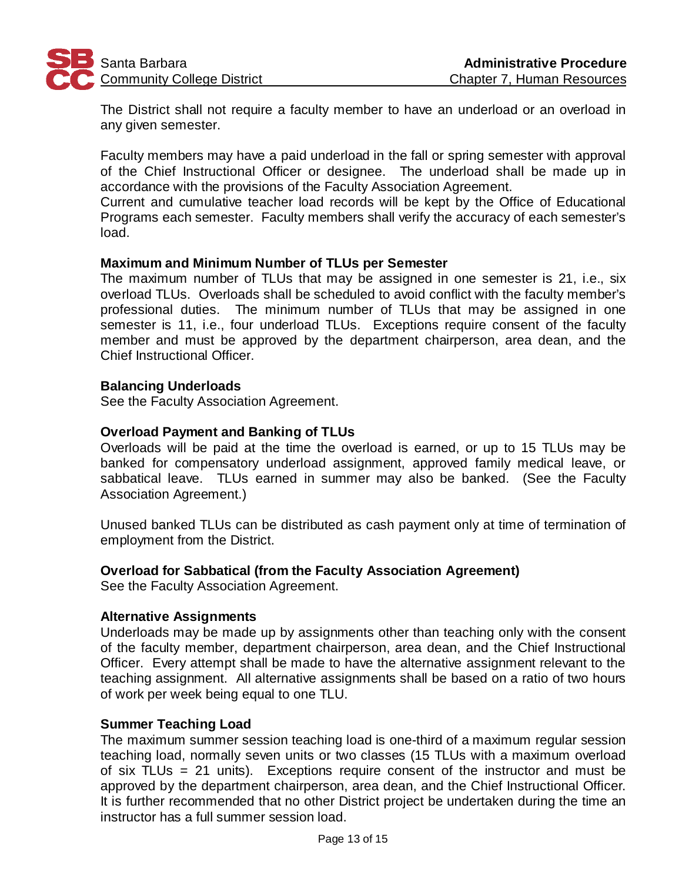The District shall not require a faculty member to have an underload or an overload in any given semester.

Faculty members may have a paid underload in the fall or spring semester with approval of the Chief Instructional Officer or designee. The underload shall be made up in accordance with the provisions of the Faculty Association Agreement.
Current and cumulative teacher load records will be kept by the Office of Educational Programs each semester. Faculty members shall verify the accuracy of each semester's load.

**Maximum and Minimum Number of TLUs per Semester**
The maximum number of TLUs that may be assigned in one semester is 21, i.e., six overload TLUs. Overloads shall be scheduled to avoid conflict with the faculty member's professional duties. The minimum number of TLUs that may be assigned in one semester is 11, i.e., four underload TLUs. Exceptions require consent of the faculty member and must be approved by the department chairperson, area dean, and the Chief Instructional Officer.

**Balancing Underloads**
See the Faculty Association Agreement.

**Overload Payment and Banking of TLUs**
Overloads will be paid at the time the overload is earned, or up to 15 TLUs may be banked for compensatory underload assignment, approved family medical leave, or sabbatical leave. TLUs earned in summer may also be banked. (See the Faculty Association Agreement.)

Unused banked TLUs can be distributed as cash payment only at time of termination of employment from the District.

**Overload for Sabbatical (from the Faculty Association Agreement)**
See the Faculty Association Agreement.

**Alternative Assignments**
Underloads may be made up by assignments other than teaching only with the consent of the faculty member, department chairperson, area dean, and the Chief Instructional Officer. Every attempt shall be made to have the alternative assignment relevant to the teaching assignment. All alternative assignments shall be based on a ratio of two hours of work per week being equal to one TLU.

**Summer Teaching Load**
The maximum summer session teaching load is one-third of a maximum regular session teaching load, normally seven units or two classes (15 TLUs with a maximum overload of six TLUs = 21 units). Exceptions require consent of the instructor and must be approved by the department chairperson, area dean, and the Chief Instructional Officer. It is further recommended that no other District project be undertaken during the time an instructor has a full summer session load.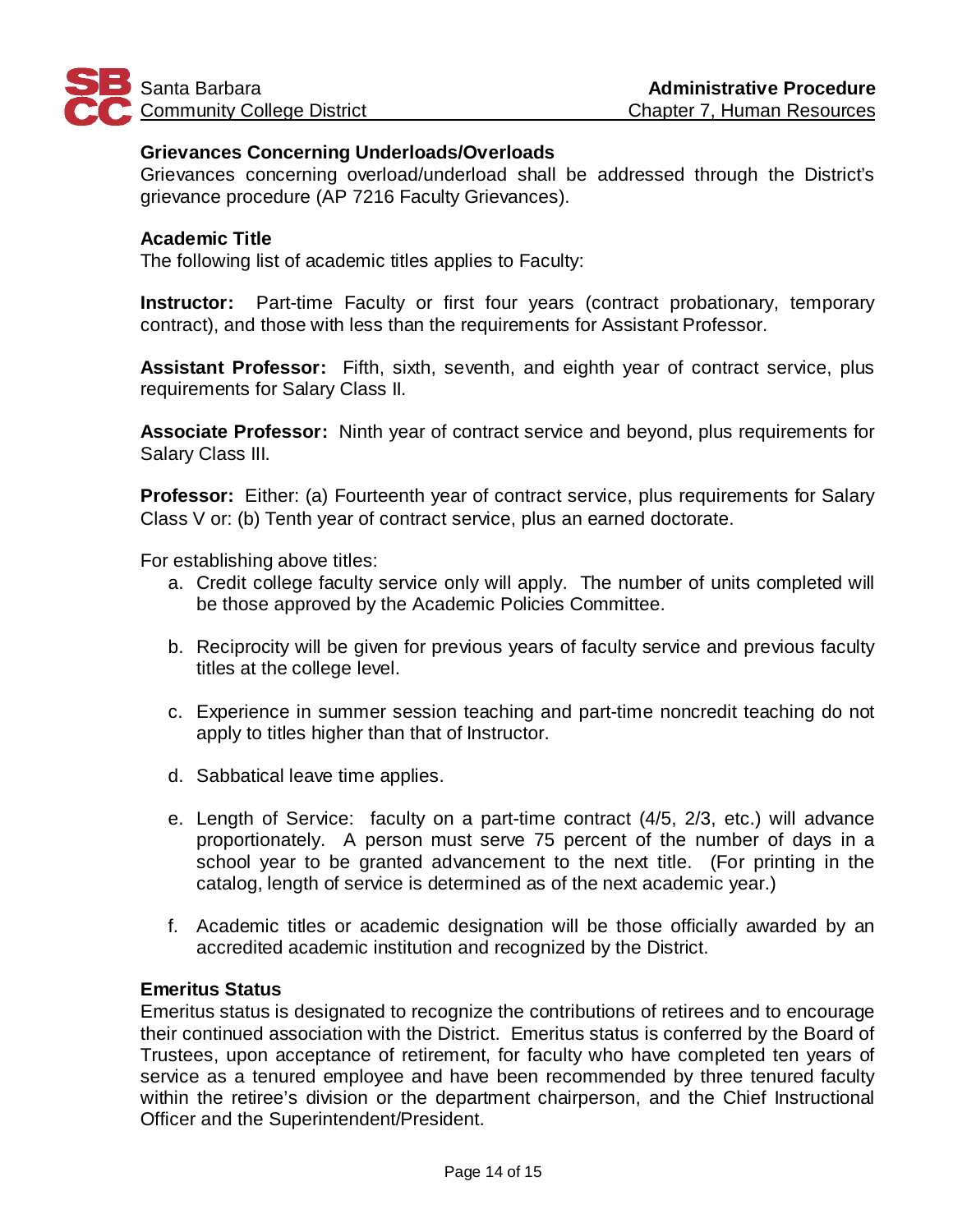**Grievances Concerning Underloads/Overloads**

Grievances concerning overload/underload shall be addressed through the District's grievance procedure (AP 7216 Faculty Grievances).

**Academic Title**

The following list of academic titles applies to Faculty:

**Instructor:** Part-time Faculty or first four years (contract probationary, temporary contract), and those with less than the requirements for Assistant Professor.

**Assistant Professor:** Fifth, sixth, seventh, and eighth year of contract service, plus requirements for Salary Class II.

**Associate Professor:** Ninth year of contract service and beyond, plus requirements for Salary Class III.

**Professor:** Either: (a) Fourteenth year of contract service, plus requirements for Salary Class V or: (b) Tenth year of contract service, plus an earned doctorate.

For establishing above titles:

a. Credit college faculty service only will apply. The number of units completed will be those approved by the Academic Policies Committee.

b. Reciprocity will be given for previous years of faculty service and previous faculty titles at the college level.

c. Experience in summer session teaching and part-time noncredit teaching do not apply to titles higher than that of Instructor.

d. Sabbatical leave time applies.

e. Length of Service: faculty on a part-time contract (4/5, 2/3, etc.) will advance proportionately. A person must serve 75 percent of the number of days in a school year to be granted advancement to the next title. (For printing in the catalog, length of service is determined as of the next academic year.)

f. Academic titles or academic designation will be those officially awarded by an accredited academic institution and recognized by the District.

**Emeritus Status**

Emeritus status is designated to recognize the contributions of retirees and to encourage their continued association with the District. Emeritus status is conferred by the Board of Trustees, upon acceptance of retirement, for faculty who have completed ten years of service as a tenured employee and have been recommended by three tenured faculty within the retiree's division or the department chairperson, and the Chief Instructional Officer and the Superintendent/President.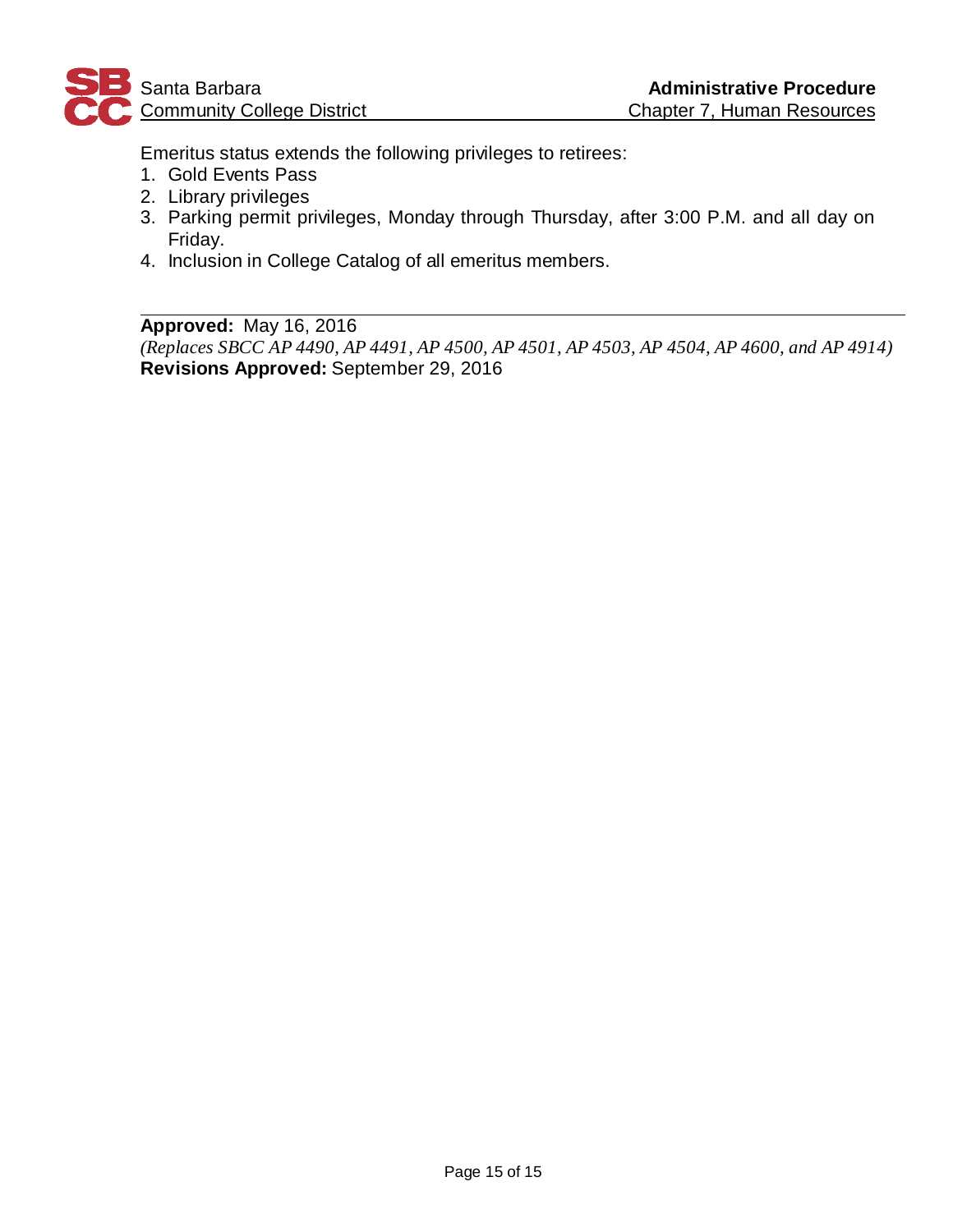Emeritus status extends the following privileges to retirees:

1. Gold Events Pass
2. Library privileges
3. Parking permit privileges, Monday through Thursday, after 3:00 P.M. and all day on Friday.
4. Inclusion in College Catalog of all emeritus members.

---

**Approved:** May 16, 2016
*(Replaces SBCC AP 4490, AP 4491, AP 4500, AP 4501, AP 4503, AP 4504, AP 4600, and AP 4914)*
**Revisions Approved:** September 29, 2016